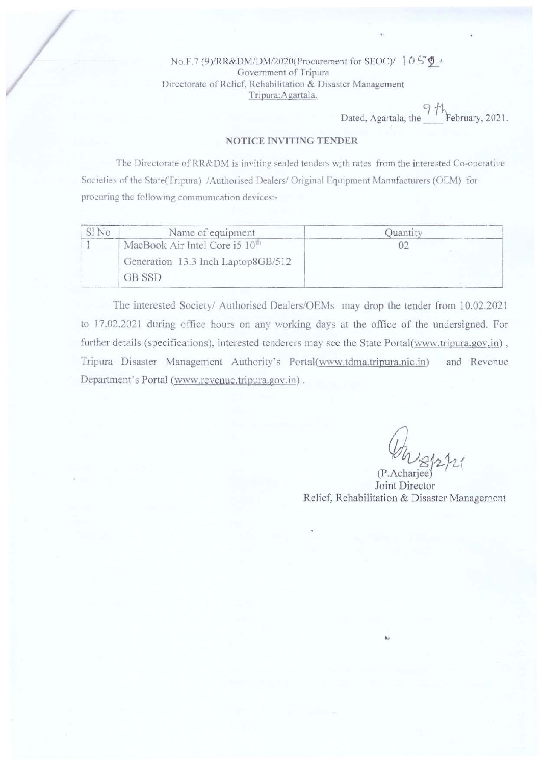No.F.7 (9)/RR&DM/DM/2020(Procurement for SEOC)/ 1059

Government of Tripura

Directorate of Relief, Rehabilitation & Disaster Management

Tripura:Agartala.

Dated, Agartala, the 9th February, 2021.

**NOTICE INVITING TENDER**

The Directorate of RR&DM is inviting sealed tenders with rates from the interested Co-operative Societies of the State(Tripura) /Authorised Dealers/ Original Equipment Manufacturers (OEM) for procuring the following communication devices:-

| Sl No | Name of equipment | Quantity |
|---|---|---|
| 1 | MacBook Air Intel Core i5 10th Generation 13.3 Inch Laptop8GB/512 GB SSD | 02 |

The interested Society/ Authorised Dealers/OEMs may drop the tender from 10.02.2021 to 17.02.2021 during office hours on any working days at the office of the undersigned. For further details (specifications), interested tenderers may see the State Portal(www.tripura.gov.in), Tripura Disaster Management Authority's Portal(www.tdma.tripura.nic.in) and Revenue Department's Portal (www.revenue.tripura.gov.in).

8/2/21

(P.Acharjee)

Joint Director

Relief, Rehabilitation & Disaster Management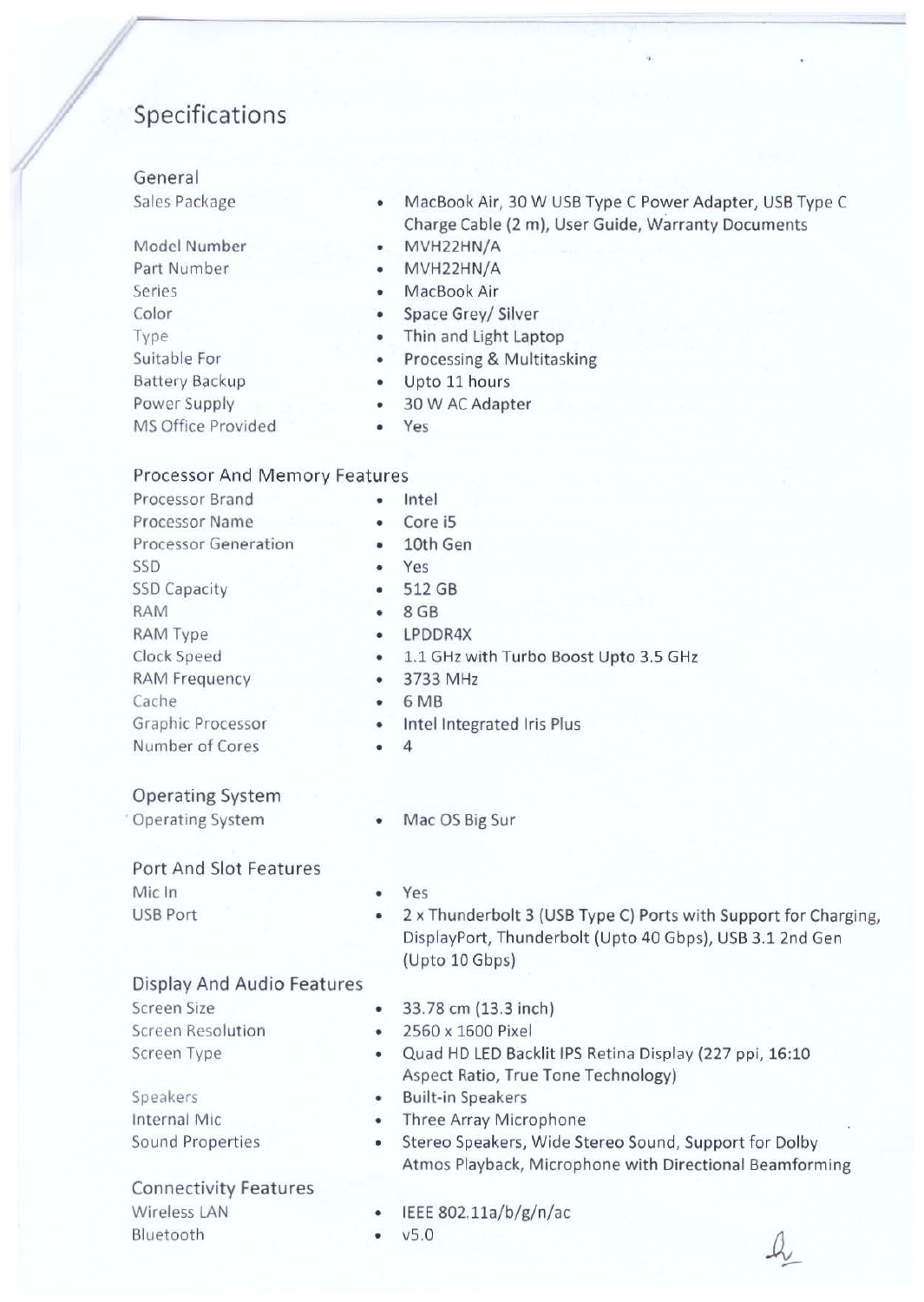# Specifications

## General

| | |
|---|---|
| Sales Package | MacBook Air, 30 W USB Type C Power Adapter, USB Type C Charge Cable (2 m), User Guide, Warranty Documents |
| Model Number | MVH22HN/A |
| Part Number | MVH22HN/A |
| Series | MacBook Air |
| Color | Space Grey/ Silver |
| Type | Thin and Light Laptop |
| Suitable For | Processing & Multitasking |
| Battery Backup | Upto 11 hours |
| Power Supply | 30 W AC Adapter |
| MS Office Provided | Yes |

## Processor And Memory Features

| | |
|---|---|
| Processor Brand | Intel |
| Processor Name | Core i5 |
| Processor Generation | 10th Gen |
| SSD | Yes |
| SSD Capacity | 512 GB |
| RAM | 8 GB |
| RAM Type | LPDDR4X |
| Clock Speed | 1.1 GHz with Turbo Boost Upto 3.5 GHz |
| RAM Frequency | 3733 MHz |
| Cache | 6 MB |
| Graphic Processor | Intel Integrated Iris Plus |
| Number of Cores | 4 |

## Operating System

| | |
|---|---|
| Operating System | Mac OS Big Sur |

## Port And Slot Features

| | |
|---|---|
| Mic In | Yes |
| USB Port | 2 x Thunderbolt 3 (USB Type C) Ports with Support for Charging, DisplayPort, Thunderbolt (Upto 40 Gbps), USB 3.1 2nd Gen (Upto 10 Gbps) |

## Display And Audio Features

| | |
|---|---|
| Screen Size | 33.78 cm (13.3 inch) |
| Screen Resolution | 2560 x 1600 Pixel |
| Screen Type | Quad HD LED Backlit IPS Retina Display (227 ppi, 16:10 Aspect Ratio, True Tone Technology) |
| Speakers | Built-in Speakers |
| Internal Mic | Three Array Microphone |
| Sound Properties | Stereo Speakers, Wide Stereo Sound, Support for Dolby Atmos Playback, Microphone with Directional Beamforming |

## Connectivity Features

| | |
|---|---|
| Wireless LAN | IEEE 802.11a/b/g/n/ac |
| Bluetooth | v5.0 |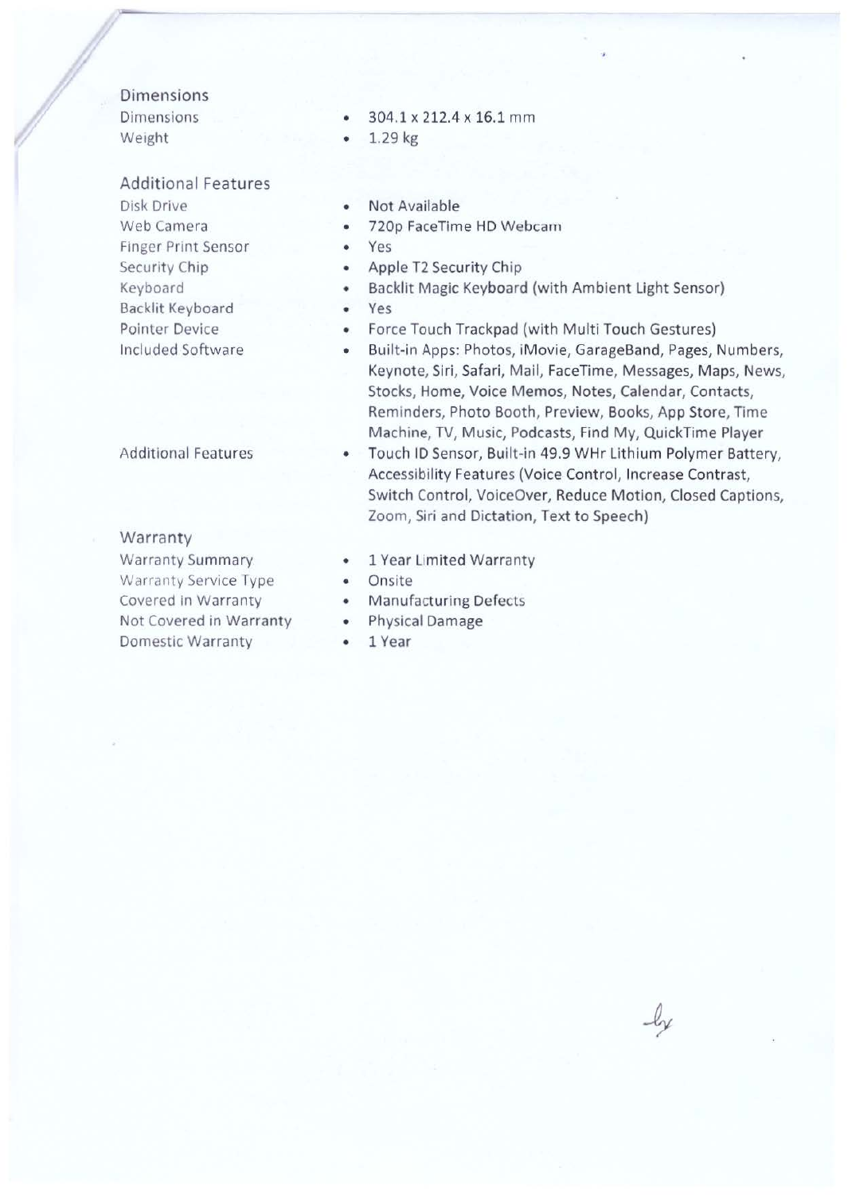## Dimensions

| | |
|---|---|
| Dimensions | 304.1 x 212.4 x 16.1 mm |
| Weight | 1.29 kg |

## Additional Features

| | |
|---|---|
| Disk Drive | Not Available |
| Web Camera | 720p FaceTime HD Webcam |
| Finger Print Sensor | Yes |
| Security Chip | Apple T2 Security Chip |
| Keyboard | Backlit Magic Keyboard (with Ambient Light Sensor) |
| Backlit Keyboard | Yes |
| Pointer Device | Force Touch Trackpad (with Multi Touch Gestures) |
| Included Software | Built-in Apps: Photos, iMovie, GarageBand, Pages, Numbers, Keynote, Siri, Safari, Mail, FaceTime, Messages, Maps, News, Stocks, Home, Voice Memos, Notes, Calendar, Contacts, Reminders, Photo Booth, Preview, Books, App Store, Time Machine, TV, Music, Podcasts, Find My, QuickTime Player |
| Additional Features | Touch ID Sensor, Built-in 49.9 WHr Lithium Polymer Battery, Accessibility Features (Voice Control, Increase Contrast, Switch Control, VoiceOver, Reduce Motion, Closed Captions, Zoom, Siri and Dictation, Text to Speech) |

## Warranty

| | |
|---|---|
| Warranty Summary | 1 Year Limited Warranty |
| Warranty Service Type | Onsite |
| Covered in Warranty | Manufacturing Defects |
| Not Covered in Warranty | Physical Damage |
| Domestic Warranty | 1 Year |